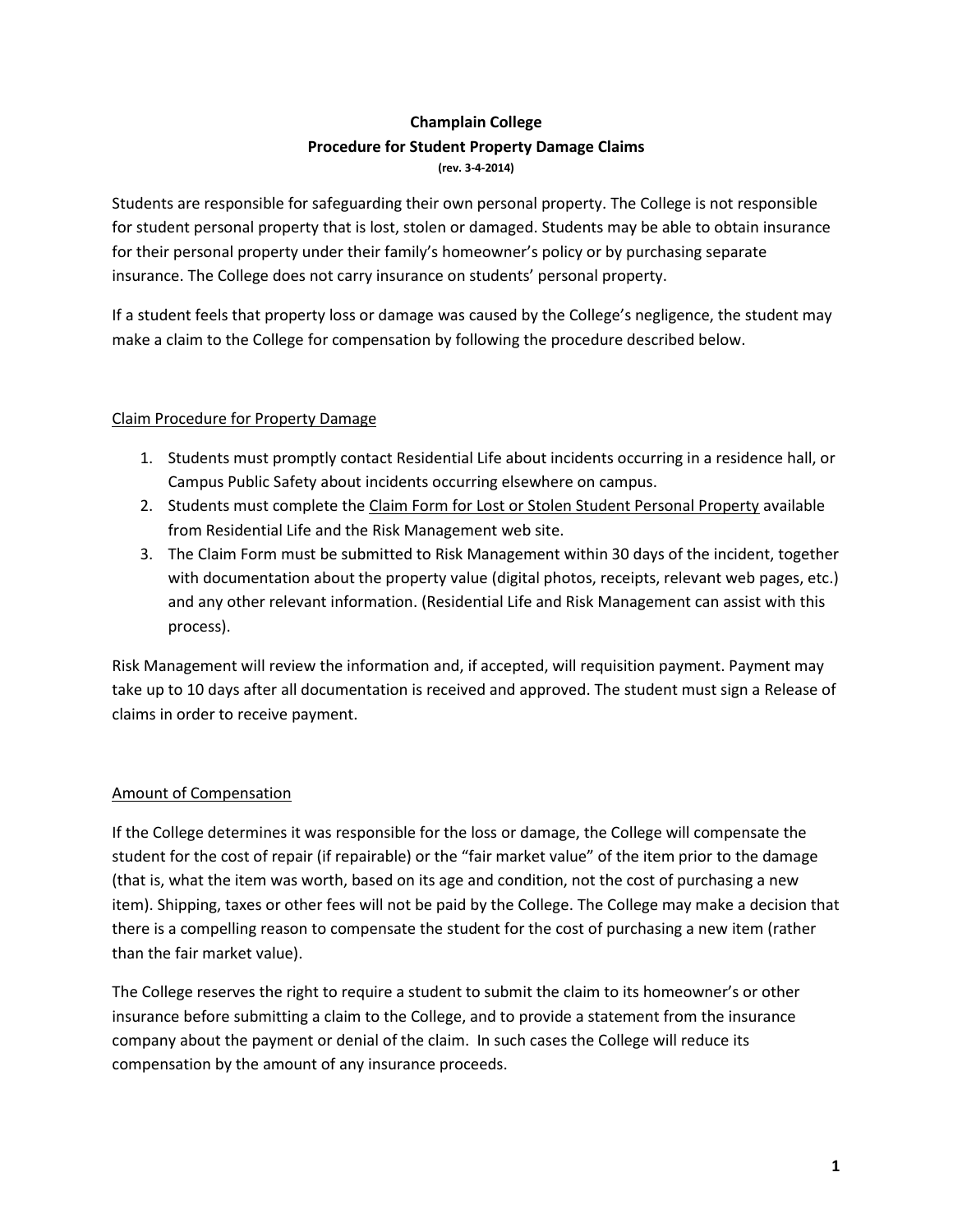# Champlain College

## Procedure for Student Property Damage Claims

**(rev. 3-4-2014)**

Students are responsible for safeguarding their own personal property. The College is not responsible for student personal property that is lost, stolen or damaged. Students may be able to obtain insurance for their personal property under their family's homeowner's policy or by purchasing separate insurance. The College does not carry insurance on students' personal property.

If a student feels that property loss or damage was caused by the College's negligence, the student may make a claim to the College for compensation by following the procedure described below.

### Claim Procedure for Property Damage

1. Students must promptly contact Residential Life about incidents occurring in a residence hall, or Campus Public Safety about incidents occurring elsewhere on campus.
2. Students must complete the Claim Form for Lost or Stolen Student Personal Property available from Residential Life and the Risk Management web site.
3. The Claim Form must be submitted to Risk Management within 30 days of the incident, together with documentation about the property value (digital photos, receipts, relevant web pages, etc.) and any other relevant information. (Residential Life and Risk Management can assist with this process).

Risk Management will review the information and, if accepted, will requisition payment. Payment may take up to 10 days after all documentation is received and approved. The student must sign a Release of claims in order to receive payment.

### Amount of Compensation

If the College determines it was responsible for the loss or damage, the College will compensate the student for the cost of repair (if repairable) or the "fair market value" of the item prior to the damage (that is, what the item was worth, based on its age and condition, not the cost of purchasing a new item). Shipping, taxes or other fees will not be paid by the College. The College may make a decision that there is a compelling reason to compensate the student for the cost of purchasing a new item (rather than the fair market value).

The College reserves the right to require a student to submit the claim to its homeowner's or other insurance before submitting a claim to the College, and to provide a statement from the insurance company about the payment or denial of the claim. In such cases the College will reduce its compensation by the amount of any insurance proceeds.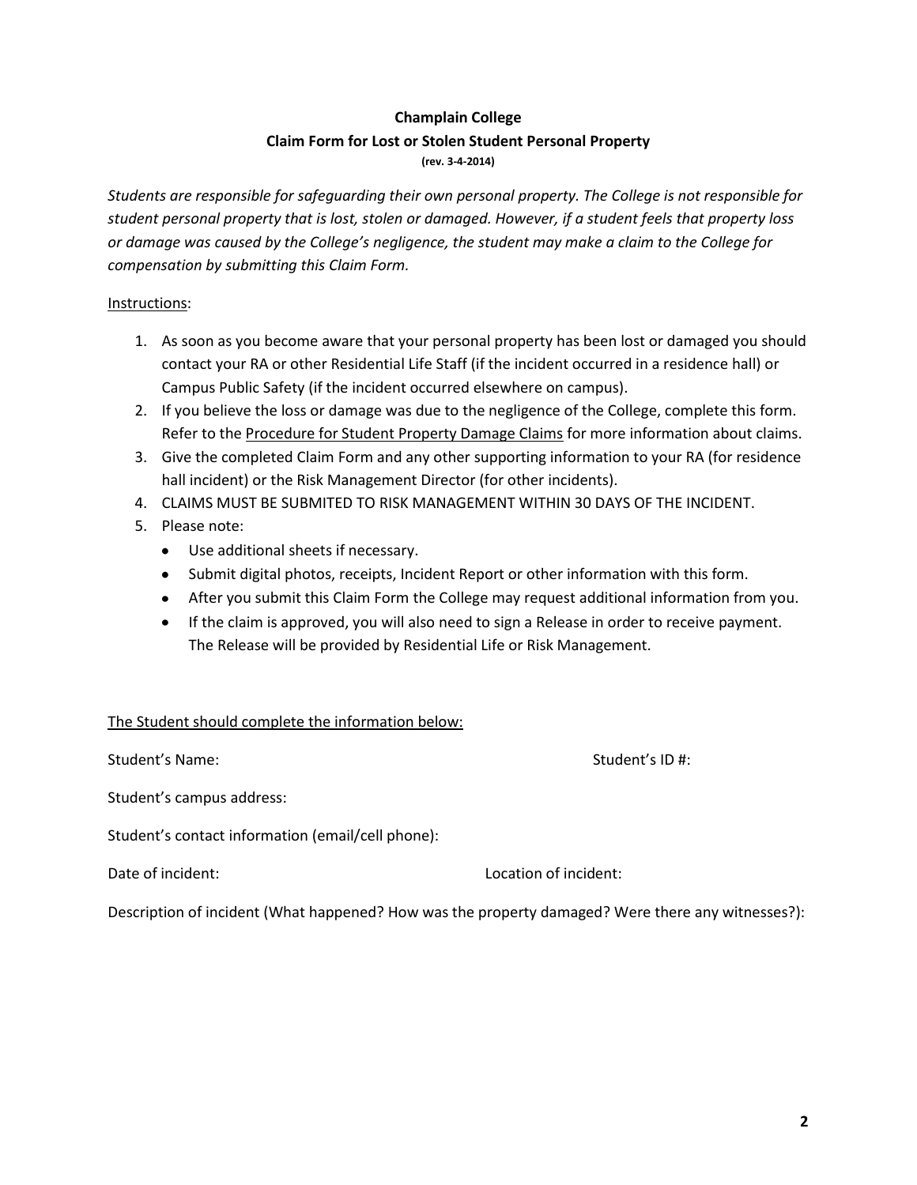**Champlain College**

**Claim Form for Lost or Stolen Student Personal Property**

**(rev. 3-4-2014)**

*Students are responsible for safeguarding their own personal property. The College is not responsible for student personal property that is lost, stolen or damaged. However, if a student feels that property loss or damage was caused by the College's negligence, the student may make a claim to the College for compensation by submitting this Claim Form.*

<u>Instructions</u>:

1. As soon as you become aware that your personal property has been lost or damaged you should contact your RA or other Residential Life Staff (if the incident occurred in a residence hall) or Campus Public Safety (if the incident occurred elsewhere on campus).
2. If you believe the loss or damage was due to the negligence of the College, complete this form. Refer to the <u>Procedure for Student Property Damage Claims</u> for more information about claims.
3. Give the completed Claim Form and any other supporting information to your RA (for residence hall incident) or the Risk Management Director (for other incidents).
4. CLAIMS MUST BE SUBMITED TO RISK MANAGEMENT WITHIN 30 DAYS OF THE INCIDENT.
5. Please note:
   - Use additional sheets if necessary.
   - Submit digital photos, receipts, Incident Report or other information with this form.
   - After you submit this Claim Form the College may request additional information from you.
   - If the claim is approved, you will also need to sign a Release in order to receive payment. The Release will be provided by Residential Life or Risk Management.

<u>The Student should complete the information below:</u>

Student's Name: Student's ID #:

Student's campus address:

Student's contact information (email/cell phone):

Date of incident: Location of incident:

Description of incident (What happened? How was the property damaged? Were there any witnesses?):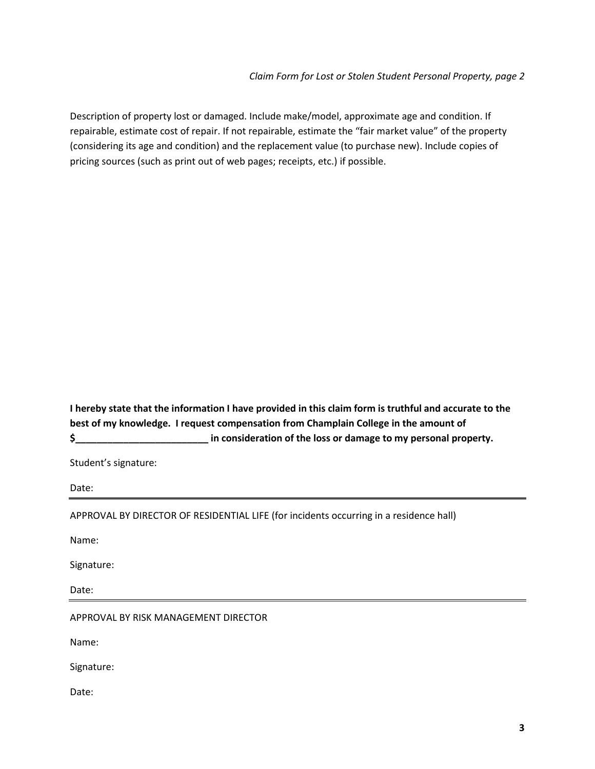Description of property lost or damaged. Include make/model, approximate age and condition. If repairable, estimate cost of repair. If not repairable, estimate the "fair market value" of the property (considering its age and condition) and the replacement value (to purchase new). Include copies of pricing sources (such as print out of web pages; receipts, etc.) if possible.

**I hereby state that the information I have provided in this claim form is truthful and accurate to the best of my knowledge. I request compensation from Champlain College in the amount of $_________________________ in consideration of the loss or damage to my personal property.**

Student's signature:

Date:

---

APPROVAL BY DIRECTOR OF RESIDENTIAL LIFE (for incidents occurring in a residence hall)

Name:

Signature:

Date:

---

APPROVAL BY RISK MANAGEMENT DIRECTOR

Name:

Signature:

Date: